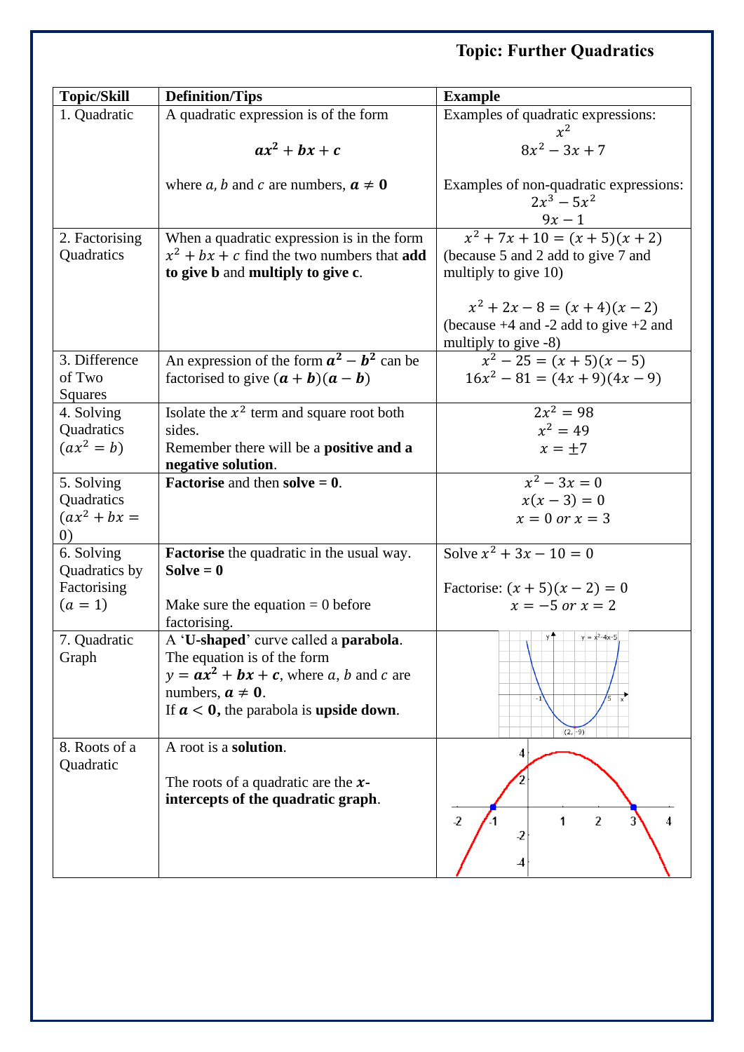**Topic: Further Quadratics**

| Topic/Skill | Definition/Tips | Example |
|---|---|---|
| 1. Quadratic | A quadratic expression is of the form $\boldsymbol{ax^2 + bx + c}$ where $a$, $b$ and $c$ are numbers, $\boldsymbol{a \neq 0}$ | Examples of quadratic expressions: $x^2$, $8x^2 - 3x + 7$ <br> Examples of non-quadratic expressions: $2x^3 - 5x^2$, $9x - 1$ |
| 2. Factorising Quadratics | When a quadratic expression is in the form $x^2 + bx + c$ find the two numbers that **add to give b** and **multiply to give c**. | $x^2 + 7x + 10 = (x + 5)(x + 2)$ (because 5 and 2 add to give 7 and multiply to give 10) <br> $x^2 + 2x - 8 = (x + 4)(x - 2)$ (because +4 and -2 add to give +2 and multiply to give -8) |
| 3. Difference of Two Squares | An expression of the form $\boldsymbol{a^2 - b^2}$ can be factorised to give $\boldsymbol{(a + b)(a - b)}$ | $x^2 - 25 = (x + 5)(x - 5)$ <br> $16x^2 - 81 = (4x + 9)(4x - 9)$ |
| 4. Solving Quadratics ($ax^2 = b$) | Isolate the $x^2$ term and square root both sides. Remember there will be a **positive and a negative solution**. | $2x^2 = 98$ <br> $x^2 = 49$ <br> $x = \pm 7$ |
| 5. Solving Quadratics ($ax^2 + bx = 0$) | **Factorise** and then **solve = 0**. | $x^2 - 3x = 0$ <br> $x(x - 3) = 0$ <br> $x = 0$ or $x = 3$ |
| 6. Solving Quadratics by Factorising ($a = 1$) | **Factorise** the quadratic in the usual way. **Solve = 0** <br> Make sure the equation = 0 before factorising. | Solve $x^2 + 3x - 10 = 0$ <br> Factorise: $(x + 5)(x - 2) = 0$ <br> $x = -5$ or $x = 2$ |
| 7. Quadratic Graph | A '**U-shaped**' curve called a **parabola**. The equation is of the form $y = \boldsymbol{ax^2 + bx + c}$, where $a$, $b$ and $c$ are numbers, $\boldsymbol{a \neq 0}$. If $\boldsymbol{a < 0}$, the parabola is **upside down**. | |
| 8. Roots of a Quadratic | A root is a **solution**. <br> The roots of a quadratic are the **$x$-intercepts of the quadratic graph**. | |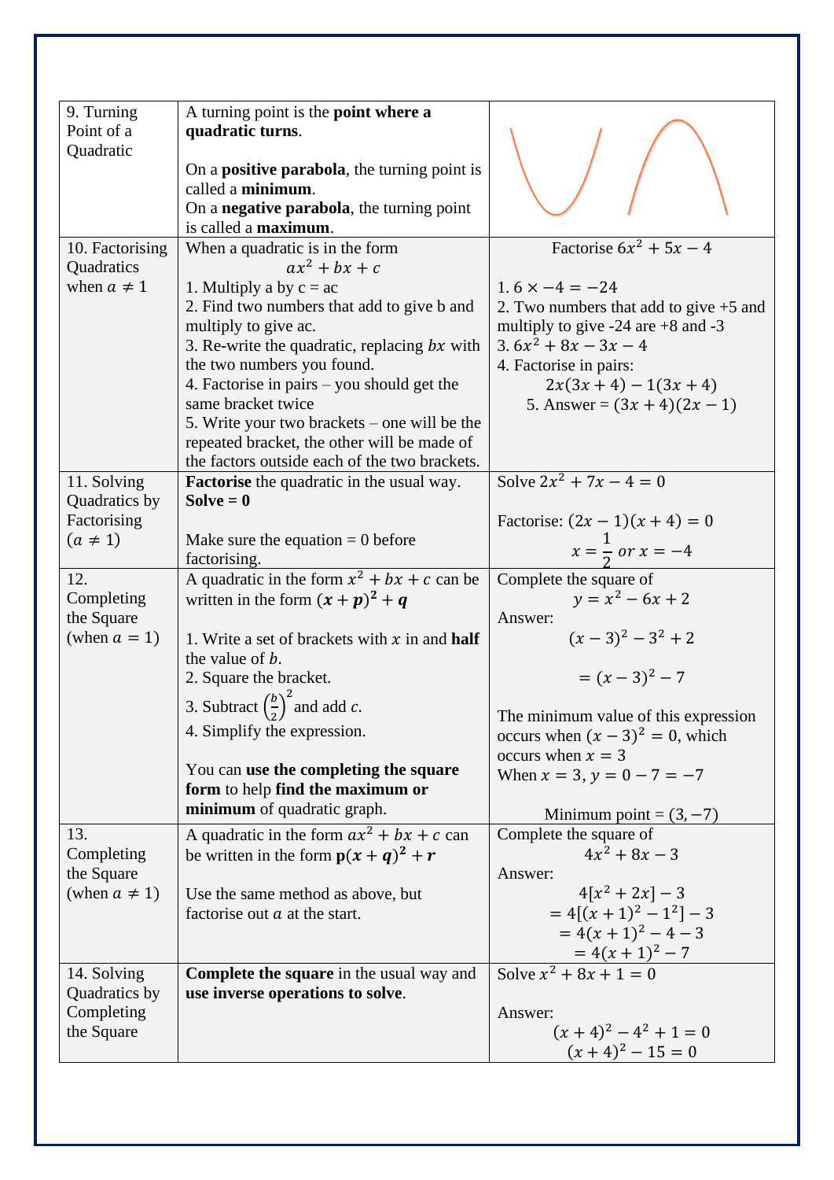| | | |
|---|---|---|
| 9. Turning Point of a Quadratic | A turning point is the **point where a quadratic turns**.<br><br>On a **positive parabola**, the turning point is called a **minimum**.<br>On a **negative parabola**, the turning point is called a **maximum**. | |
| 10. Factorising Quadratics when $a \neq 1$ | When a quadratic is in the form $ax^2 + bx + c$<br>1. Multiply a by c = ac<br>2. Find two numbers that add to give b and multiply to give ac.<br>3. Re-write the quadratic, replacing $bx$ with the two numbers you found.<br>4. Factorise in pairs – you should get the same bracket twice<br>5. Write your two brackets – one will be the repeated bracket, the other will be made of the factors outside each of the two brackets. | Factorise $6x^2 + 5x - 4$<br><br>1. $6 \times -4 = -24$<br>2. Two numbers that add to give +5 and multiply to give -24 are +8 and -3<br>3. $6x^2 + 8x - 3x - 4$<br>4. Factorise in pairs: $2x(3x + 4) - 1(3x + 4)$<br>5. Answer = $(3x + 4)(2x - 1)$ |
| 11. Solving Quadratics by Factorising $(a \neq 1)$ | **Factorise** the quadratic in the usual way.<br>**Solve = 0**<br><br>Make sure the equation = 0 before factorising. | Solve $2x^2 + 7x - 4 = 0$<br><br>Factorise: $(2x - 1)(x + 4) = 0$<br>$x = \frac{1}{2}$ or $x = -4$ |
| 12. Completing the Square (when $a = 1$) | A quadratic in the form $x^2 + bx + c$ can be written in the form $(\boldsymbol{x} + \boldsymbol{p})^2 + \boldsymbol{q}$<br><br>1. Write a set of brackets with $x$ in and **half** the value of $b$.<br>2. Square the bracket.<br>3. Subtract $\left(\frac{b}{2}\right)^2$ and add $c$.<br>4. Simplify the expression.<br><br>You can **use the completing the square form** to help **find the maximum or minimum** of quadratic graph. | Complete the square of $y = x^2 - 6x + 2$<br>Answer:<br>$(x - 3)^2 - 3^2 + 2$<br>$= (x - 3)^2 - 7$<br><br>The minimum value of this expression occurs when $(x - 3)^2 = 0$, which occurs when $x = 3$<br>When $x = 3$, $y = 0 - 7 = -7$<br><br>Minimum point = $(3, -7)$ |
| 13. Completing the Square (when $a \neq 1$) | A quadratic in the form $ax^2 + bx + c$ can be written in the form $\mathbf{p}(\boldsymbol{x} + \boldsymbol{q})^2 + \boldsymbol{r}$<br><br>Use the same method as above, but factorise out $a$ at the start. | Complete the square of $4x^2 + 8x - 3$<br>Answer:<br>$4[x^2 + 2x] - 3$<br>$= 4[(x + 1)^2 - 1^2] - 3$<br>$= 4(x + 1)^2 - 4 - 3$<br>$= 4(x + 1)^2 - 7$ |
| 14. Solving Quadratics by Completing the Square | **Complete the square** in the usual way and **use inverse operations to solve**. | Solve $x^2 + 8x + 1 = 0$<br><br>Answer:<br>$(x + 4)^2 - 4^2 + 1 = 0$<br>$(x + 4)^2 - 15 = 0$ |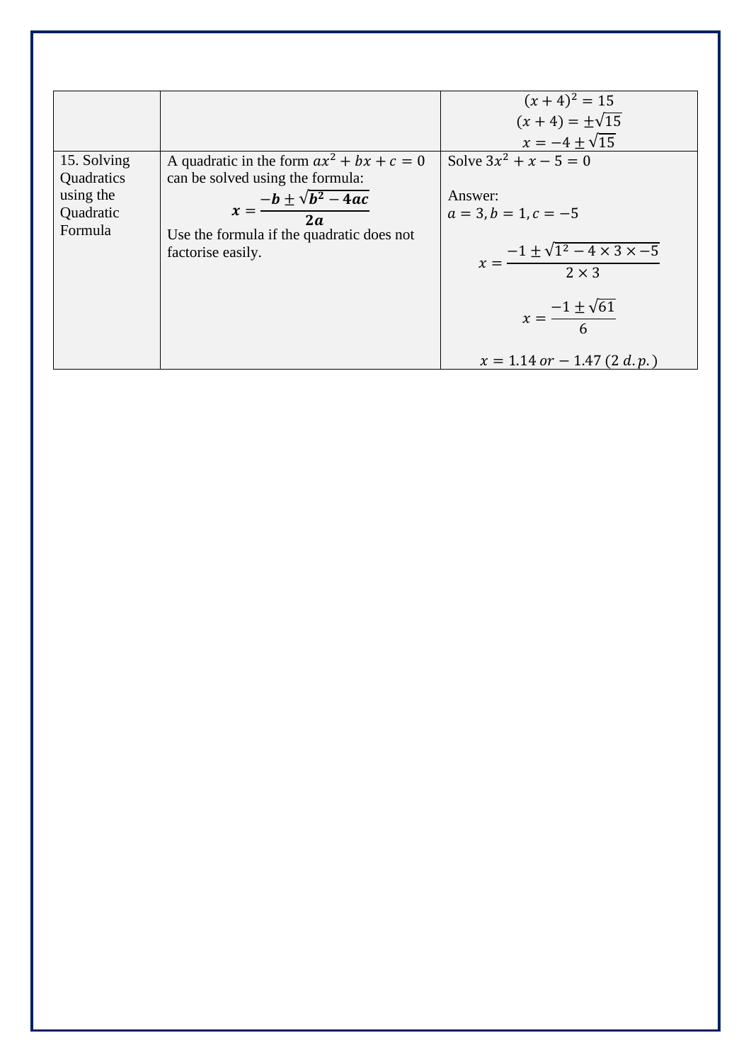| | | |
|---|---|---|
| | | $(x+4)^2 = 15$<br>$(x+4) = \pm\sqrt{15}$<br>$x = -4 \pm \sqrt{15}$ |
| 15. Solving Quadratics using the Quadratic Formula | A quadratic in the form $ax^2 + bx + c = 0$ can be solved using the formula:<br>$\boldsymbol{x = \frac{-b \pm \sqrt{b^2 - 4ac}}{2a}}$<br>Use the formula if the quadratic does not factorise easily. | Solve $3x^2 + x - 5 = 0$<br><br>Answer:<br>$a = 3, b = 1, c = -5$<br><br>$x = \frac{-1 \pm \sqrt{1^2 - 4 \times 3 \times -5}}{2 \times 3}$<br><br>$x = \frac{-1 \pm \sqrt{61}}{6}$<br><br>$x = 1.14 \; or - 1.47 \; (2 \; d.p.)$ |